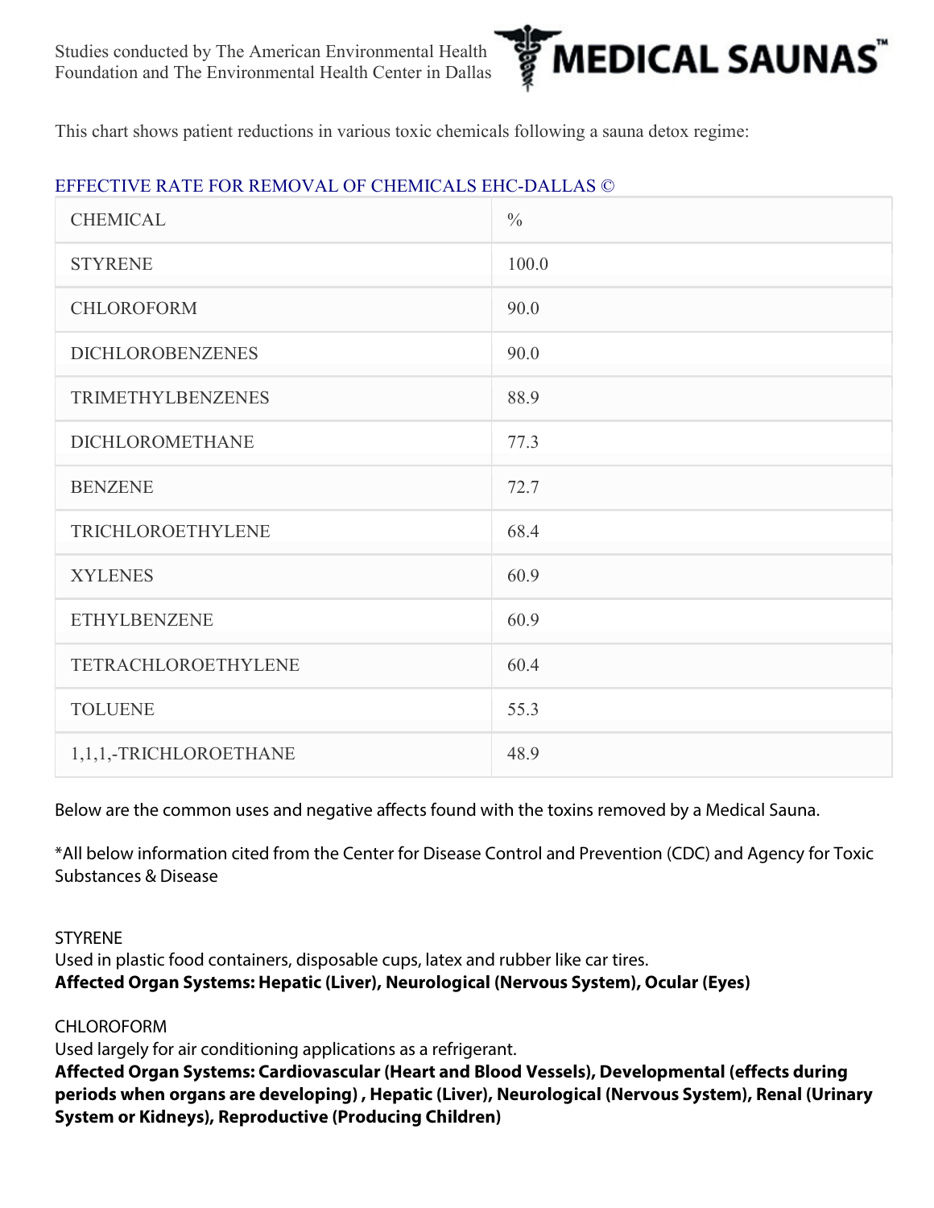Studies conducted by The American Environmental Health Foundation and The Environmental Health Center in Dallas

**MEDICAL SAUNAS™**

This chart shows patient reductions in various toxic chemicals following a sauna detox regime:

EFFECTIVE RATE FOR REMOVAL OF CHEMICALS EHC-DALLAS ©

| CHEMICAL | % |
|---|---|
| STYRENE | 100.0 |
| CHLOROFORM | 90.0 |
| DICHLOROBENZENES | 90.0 |
| TRIMETHYLBENZENES | 88.9 |
| DICHLOROMETHANE | 77.3 |
| BENZENE | 72.7 |
| TRICHLOROETHYLENE | 68.4 |
| XYLENES | 60.9 |
| ETHYLBENZENE | 60.9 |
| TETRACHLOROETHYLENE | 60.4 |
| TOLUENE | 55.3 |
| 1,1,1,-TRICHLOROETHANE | 48.9 |

Below are the common uses and negative affects found with the toxins removed by a Medical Sauna.

*All below information cited from the Center for Disease Control and Prevention (CDC) and Agency for Toxic Substances & Disease

STYRENE
Used in plastic food containers, disposable cups, latex and rubber like car tires.
**Affected Organ Systems: Hepatic (Liver), Neurological (Nervous System), Ocular (Eyes)**

CHLOROFORM
Used largely for air conditioning applications as a refrigerant.
**Affected Organ Systems: Cardiovascular (Heart and Blood Vessels), Developmental (effects during periods when organs are developing) , Hepatic (Liver), Neurological (Nervous System), Renal (Urinary System or Kidneys), Reproductive (Producing Children)**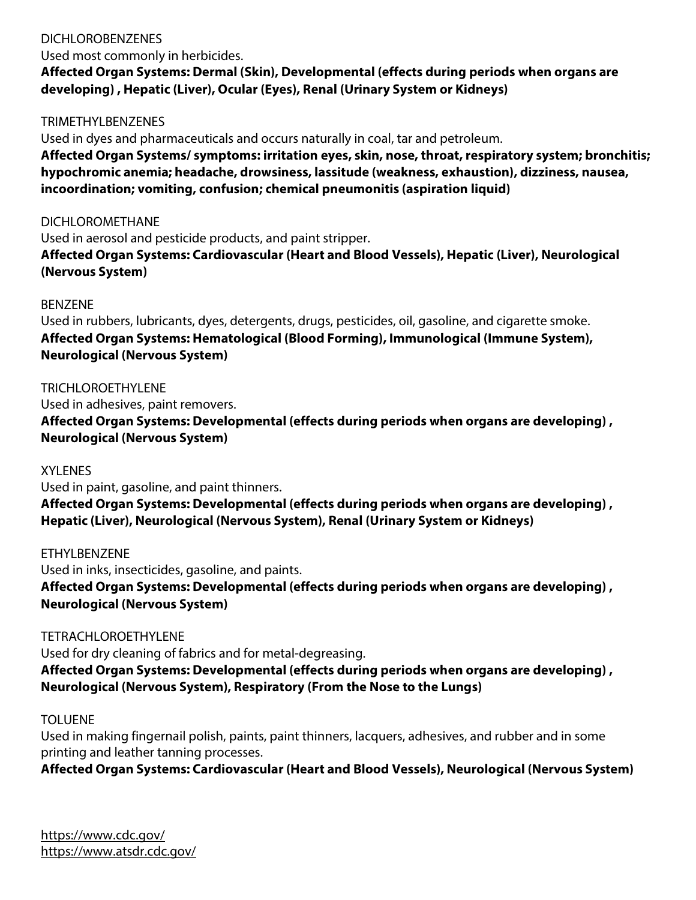DICHLOROBENZENES

Used most commonly in herbicides.

**Affected Organ Systems: Dermal (Skin), Developmental (effects during periods when organs are developing) , Hepatic (Liver), Ocular (Eyes), Renal (Urinary System or Kidneys)**

TRIMETHYLBENZENES

Used in dyes and pharmaceuticals and occurs naturally in coal, tar and petroleum.

**Affected Organ Systems/ symptoms: irritation eyes, skin, nose, throat, respiratory system; bronchitis; hypochromic anemia; headache, drowsiness, lassitude (weakness, exhaustion), dizziness, nausea, incoordination; vomiting, confusion; chemical pneumonitis (aspiration liquid)**

DICHLOROMETHANE

Used in aerosol and pesticide products, and paint stripper.

**Affected Organ Systems: Cardiovascular (Heart and Blood Vessels), Hepatic (Liver), Neurological (Nervous System)**

BENZENE

Used in rubbers, lubricants, dyes, detergents, drugs, pesticides, oil, gasoline, and cigarette smoke.

**Affected Organ Systems: Hematological (Blood Forming), Immunological (Immune System), Neurological (Nervous System)**

TRICHLOROETHYLENE

Used in adhesives, paint removers.

**Affected Organ Systems: Developmental (effects during periods when organs are developing) , Neurological (Nervous System)**

XYLENES

Used in paint, gasoline, and paint thinners.

**Affected Organ Systems: Developmental (effects during periods when organs are developing) , Hepatic (Liver), Neurological (Nervous System), Renal (Urinary System or Kidneys)**

ETHYLBENZENE

Used in inks, insecticides, gasoline, and paints.

**Affected Organ Systems: Developmental (effects during periods when organs are developing) , Neurological (Nervous System)**

TETRACHLOROETHYLENE

Used for dry cleaning of fabrics and for metal-degreasing.

**Affected Organ Systems: Developmental (effects during periods when organs are developing) , Neurological (Nervous System), Respiratory (From the Nose to the Lungs)**

TOLUENE

Used in making fingernail polish, paints, paint thinners, lacquers, adhesives, and rubber and in some printing and leather tanning processes.

**Affected Organ Systems: Cardiovascular (Heart and Blood Vessels), Neurological (Nervous System)**

https://www.cdc.gov/
https://www.atsdr.cdc.gov/